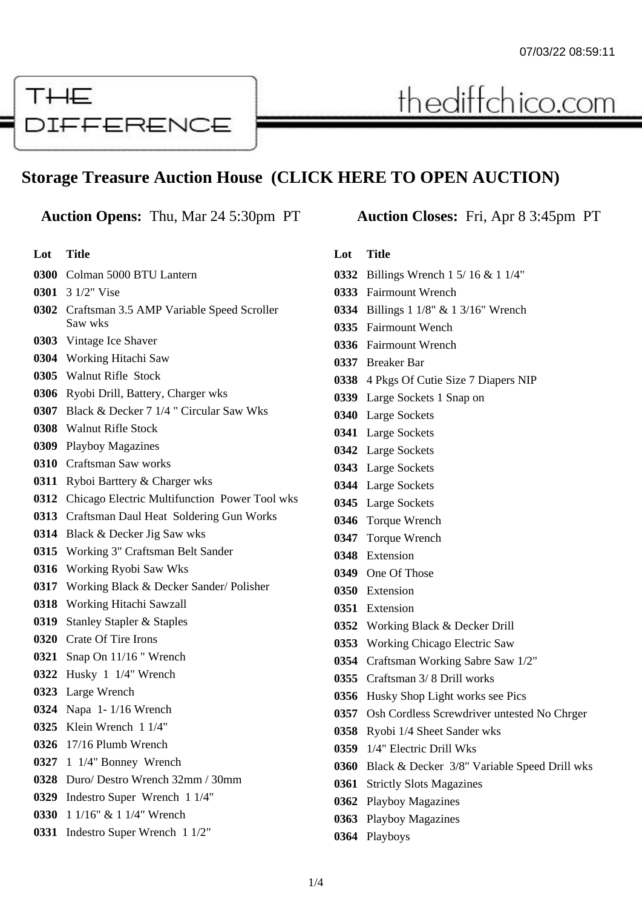THE DIFFERENCE

thediffchico.com

## Storage Treasure Auction House (CLICK HERE TO OPEN AUCTION)

**Auction Opens:** Thu, Mar 24 5:30pm PT

**Auction Closes:** Fri, Apr 8 3:45pm PT

| Lot | Title |
|---|---|
| 0300 | Colman 5000 BTU Lantern |
| 0301 | 3 1/2" Vise |
| 0302 | Craftsman 3.5 AMP Variable Speed Scroller Saw wks |
| 0303 | Vintage Ice Shaver |
| 0304 | Working Hitachi Saw |
| 0305 | Walnut Rifle Stock |
| 0306 | Ryobi Drill, Battery, Charger wks |
| 0307 | Black & Decker 7 1/4 " Circular Saw Wks |
| 0308 | Walnut Rifle Stock |
| 0309 | Playboy Magazines |
| 0310 | Craftsman Saw works |
| 0311 | Ryboi Barttery & Charger wks |
| 0312 | Chicago Electric Multifunction Power Tool wks |
| 0313 | Craftsman Daul Heat Soldering Gun Works |
| 0314 | Black & Decker Jig Saw wks |
| 0315 | Working 3" Craftsman Belt Sander |
| 0316 | Working Ryobi Saw Wks |
| 0317 | Working Black & Decker Sander/ Polisher |
| 0318 | Working Hitachi Sawzall |
| 0319 | Stanley Stapler & Staples |
| 0320 | Crate Of Tire Irons |
| 0321 | Snap On 11/16 " Wrench |
| 0322 | Husky 1 1/4" Wrench |
| 0323 | Large Wrench |
| 0324 | Napa 1- 1/16 Wrench |
| 0325 | Klein Wrench 1 1/4" |
| 0326 | 17/16 Plumb Wrench |
| 0327 | 1 1/4" Bonney Wrench |
| 0328 | Duro/ Destro Wrench 32mm / 30mm |
| 0329 | Indestro Super Wrench 1 1/4" |
| 0330 | 1 1/16" & 1 1/4" Wrench |
| 0331 | Indestro Super Wrench 1 1/2" |
| 0332 | Billings Wrench 1 5/ 16 & 1 1/4" |
| 0333 | Fairmount Wrench |
| 0334 | Billings 1 1/8" & 1 3/16" Wrench |
| 0335 | Fairmount Wench |
| 0336 | Fairmount Wrench |
| 0337 | Breaker Bar |
| 0338 | 4 Pkgs Of Cutie Size 7 Diapers NIP |
| 0339 | Large Sockets 1 Snap on |
| 0340 | Large Sockets |
| 0341 | Large Sockets |
| 0342 | Large Sockets |
| 0343 | Large Sockets |
| 0344 | Large Sockets |
| 0345 | Large Sockets |
| 0346 | Torque Wrench |
| 0347 | Torque Wrench |
| 0348 | Extension |
| 0349 | One Of Those |
| 0350 | Extension |
| 0351 | Extension |
| 0352 | Working Black & Decker Drill |
| 0353 | Working Chicago Electric Saw |
| 0354 | Craftsman Working Sabre Saw 1/2" |
| 0355 | Craftsman 3/ 8 Drill works |
| 0356 | Husky Shop Light works see Pics |
| 0357 | Osh Cordless Screwdriver untested No Chrger |
| 0358 | Ryobi 1/4 Sheet Sander wks |
| 0359 | 1/4" Electric Drill Wks |
| 0360 | Black & Decker 3/8" Variable Speed Drill wks |
| 0361 | Strictly Slots Magazines |
| 0362 | Playboy Magazines |
| 0363 | Playboy Magazines |
| 0364 | Playboys |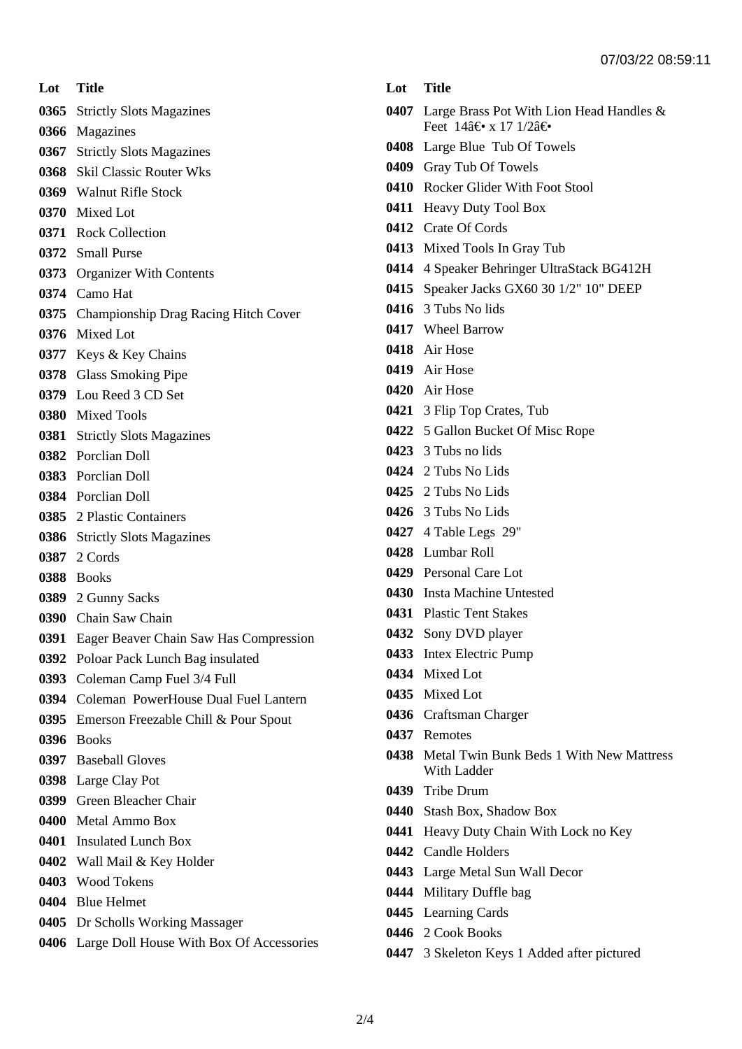| Lot | Title |
|---|---|
| 0365 | Strictly Slots Magazines |
| 0366 | Magazines |
| 0367 | Strictly Slots Magazines |
| 0368 | Skil Classic Router Wks |
| 0369 | Walnut Rifle Stock |
| 0370 | Mixed Lot |
| 0371 | Rock Collection |
| 0372 | Small Purse |
| 0373 | Organizer With Contents |
| 0374 | Camo Hat |
| 0375 | Championship Drag Racing Hitch Cover |
| 0376 | Mixed Lot |
| 0377 | Keys & Key Chains |
| 0378 | Glass Smoking Pipe |
| 0379 | Lou Reed 3 CD Set |
| 0380 | Mixed Tools |
| 0381 | Strictly Slots Magazines |
| 0382 | Porclian Doll |
| 0383 | Porclian Doll |
| 0384 | Porclian Doll |
| 0385 | 2 Plastic Containers |
| 0386 | Strictly Slots Magazines |
| 0387 | 2 Cords |
| 0388 | Books |
| 0389 | 2 Gunny Sacks |
| 0390 | Chain Saw Chain |
| 0391 | Eager Beaver Chain Saw Has Compression |
| 0392 | Poloar Pack Lunch Bag insulated |
| 0393 | Coleman Camp Fuel 3/4 Full |
| 0394 | Coleman PowerHouse Dual Fuel Lantern |
| 0395 | Emerson Freezable Chill & Pour Spout |
| 0396 | Books |
| 0397 | Baseball Gloves |
| 0398 | Large Clay Pot |
| 0399 | Green Bleacher Chair |
| 0400 | Metal Ammo Box |
| 0401 | Insulated Lunch Box |
| 0402 | Wall Mail & Key Holder |
| 0403 | Wood Tokens |
| 0404 | Blue Helmet |
| 0405 | Dr Scholls Working Massager |
| 0406 | Large Doll House With Box Of Accessories |
| 0407 | Large Brass Pot With Lion Head Handles & Feet 14â€• x 17 1/2â€• |
| 0408 | Large Blue Tub Of Towels |
| 0409 | Gray Tub Of Towels |
| 0410 | Rocker Glider With Foot Stool |
| 0411 | Heavy Duty Tool Box |
| 0412 | Crate Of Cords |
| 0413 | Mixed Tools In Gray Tub |
| 0414 | 4 Speaker Behringer UltraStack BG412H |
| 0415 | Speaker Jacks GX60 30 1/2" 10" DEEP |
| 0416 | 3 Tubs No lids |
| 0417 | Wheel Barrow |
| 0418 | Air Hose |
| 0419 | Air Hose |
| 0420 | Air Hose |
| 0421 | 3 Flip Top Crates, Tub |
| 0422 | 5 Gallon Bucket Of Misc Rope |
| 0423 | 3 Tubs no lids |
| 0424 | 2 Tubs No Lids |
| 0425 | 2 Tubs No Lids |
| 0426 | 3 Tubs No Lids |
| 0427 | 4 Table Legs 29" |
| 0428 | Lumbar Roll |
| 0429 | Personal Care Lot |
| 0430 | Insta Machine Untested |
| 0431 | Plastic Tent Stakes |
| 0432 | Sony DVD player |
| 0433 | Intex Electric Pump |
| 0434 | Mixed Lot |
| 0435 | Mixed Lot |
| 0436 | Craftsman Charger |
| 0437 | Remotes |
| 0438 | Metal Twin Bunk Beds 1 With New Mattress With Ladder |
| 0439 | Tribe Drum |
| 0440 | Stash Box, Shadow Box |
| 0441 | Heavy Duty Chain With Lock no Key |
| 0442 | Candle Holders |
| 0443 | Large Metal Sun Wall Decor |
| 0444 | Military Duffle bag |
| 0445 | Learning Cards |
| 0446 | 2 Cook Books |
| 0447 | 3 Skeleton Keys 1 Added after pictured |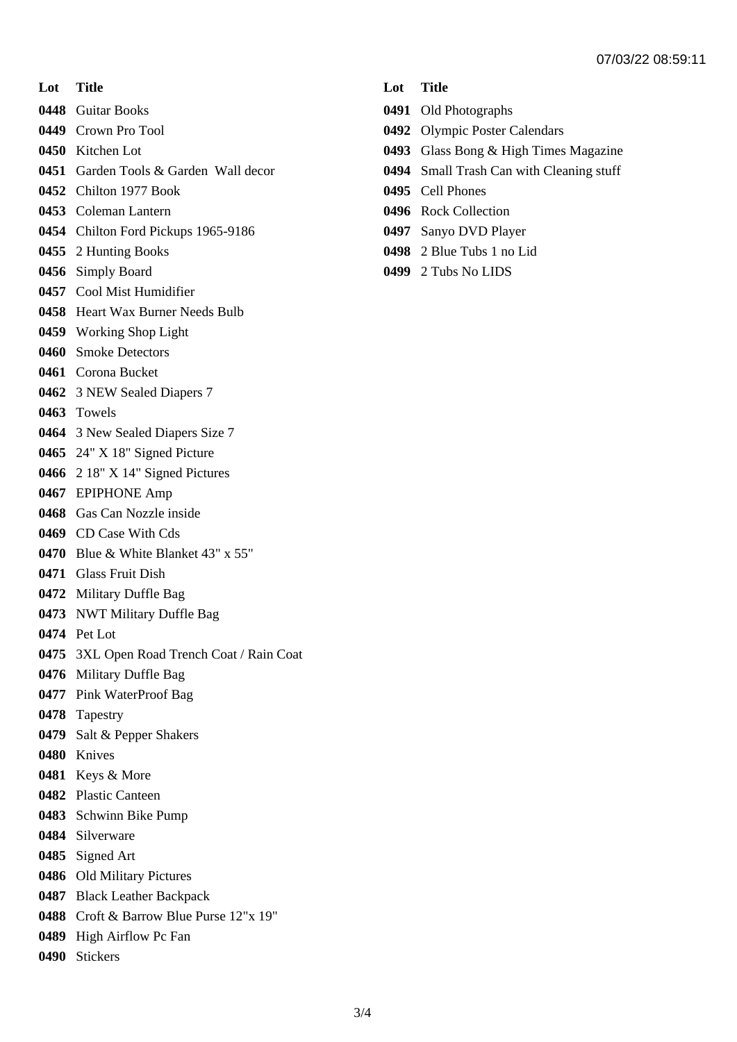| Lot | Title |
|---|---|
| 0448 | Guitar Books |
| 0449 | Crown Pro Tool |
| 0450 | Kitchen Lot |
| 0451 | Garden Tools & Garden Wall decor |
| 0452 | Chilton 1977 Book |
| 0453 | Coleman Lantern |
| 0454 | Chilton Ford Pickups 1965-9186 |
| 0455 | 2 Hunting Books |
| 0456 | Simply Board |
| 0457 | Cool Mist Humidifier |
| 0458 | Heart Wax Burner Needs Bulb |
| 0459 | Working Shop Light |
| 0460 | Smoke Detectors |
| 0461 | Corona Bucket |
| 0462 | 3 NEW Sealed Diapers 7 |
| 0463 | Towels |
| 0464 | 3 New Sealed Diapers Size 7 |
| 0465 | 24" X 18" Signed Picture |
| 0466 | 2 18" X 14" Signed Pictures |
| 0467 | EPIPHONE Amp |
| 0468 | Gas Can Nozzle inside |
| 0469 | CD Case With Cds |
| 0470 | Blue & White Blanket 43" x 55" |
| 0471 | Glass Fruit Dish |
| 0472 | Military Duffle Bag |
| 0473 | NWT Military Duffle Bag |
| 0474 | Pet Lot |
| 0475 | 3XL Open Road Trench Coat / Rain Coat |
| 0476 | Military Duffle Bag |
| 0477 | Pink WaterProof Bag |
| 0478 | Tapestry |
| 0479 | Salt & Pepper Shakers |
| 0480 | Knives |
| 0481 | Keys & More |
| 0482 | Plastic Canteen |
| 0483 | Schwinn Bike Pump |
| 0484 | Silverware |
| 0485 | Signed Art |
| 0486 | Old Military Pictures |
| 0487 | Black Leather Backpack |
| 0488 | Croft & Barrow Blue Purse 12"x 19" |
| 0489 | High Airflow Pc Fan |
| 0490 | Stickers |
| 0491 | Old Photographs |
| 0492 | Olympic Poster Calendars |
| 0493 | Glass Bong & High Times Magazine |
| 0494 | Small Trash Can with Cleaning stuff |
| 0495 | Cell Phones |
| 0496 | Rock Collection |
| 0497 | Sanyo DVD Player |
| 0498 | 2 Blue Tubs 1 no Lid |
| 0499 | 2 Tubs No LIDS |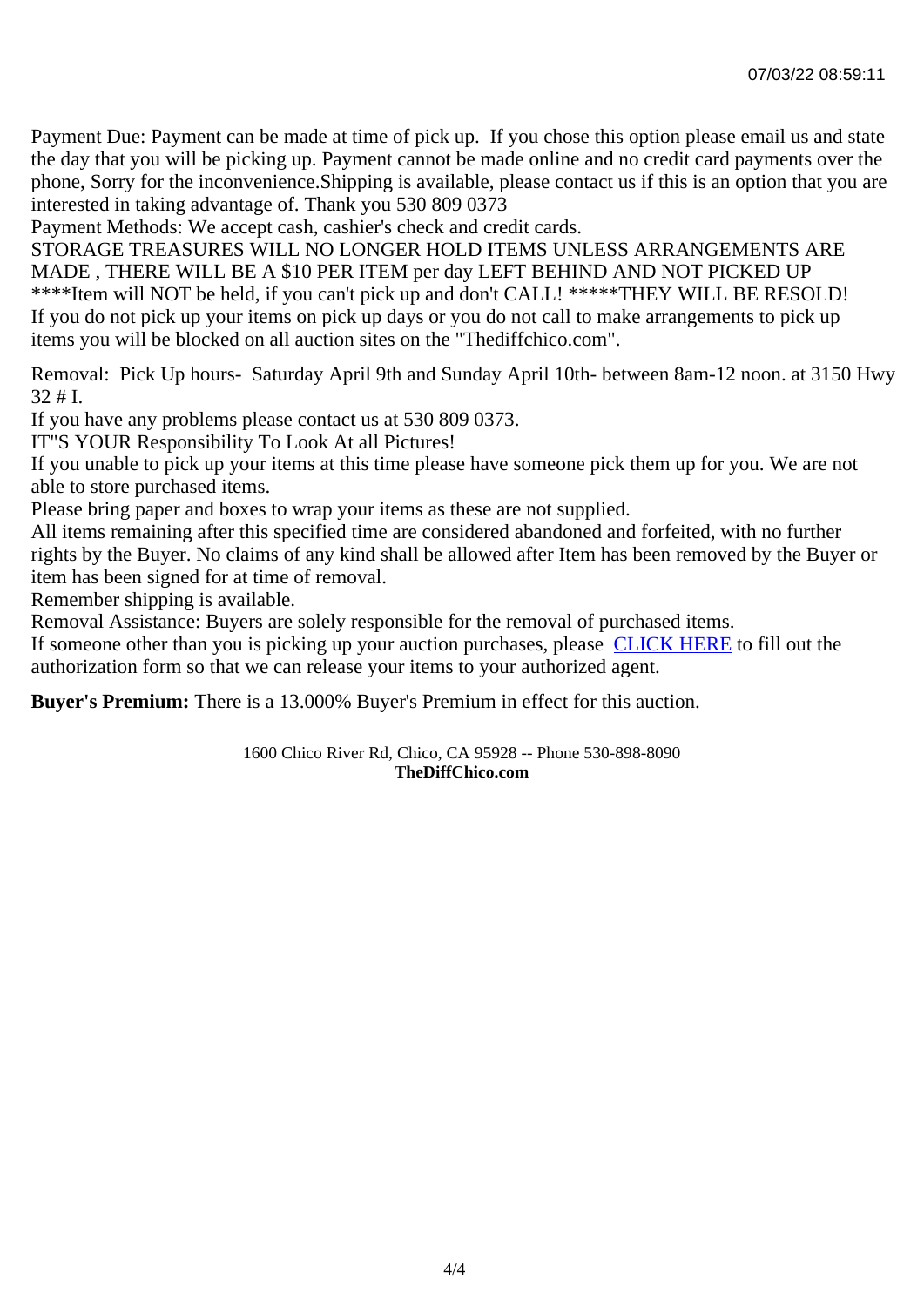Payment Due: Payment can be made at time of pick up. If you chose this option please email us and state the day that you will be picking up. Payment cannot be made online and no credit card payments over the phone, Sorry for the inconvenience.Shipping is available, please contact us if this is an option that you are interested in taking advantage of. Thank you 530 809 0373

Payment Methods: We accept cash, cashier's check and credit cards.

STORAGE TREASURES WILL NO LONGER HOLD ITEMS UNLESS ARRANGEMENTS ARE MADE , THERE WILL BE A $10 PER ITEM per day LEFT BEHIND AND NOT PICKED UP ****Item will NOT be held, if you can't pick up and don't CALL! *****THEY WILL BE RESOLD! If you do not pick up your items on pick up days or you do not call to make arrangements to pick up items you will be blocked on all auction sites on the "Thediffchico.com".

Removal: Pick Up hours- Saturday April 9th and Sunday April 10th- between 8am-12 noon. at 3150 Hwy 32 # I.

If you have any problems please contact us at 530 809 0373.

IT"S YOUR Responsibility To Look At all Pictures!

If you unable to pick up your items at this time please have someone pick them up for you. We are not able to store purchased items.

Please bring paper and boxes to wrap your items as these are not supplied.

All items remaining after this specified time are considered abandoned and forfeited, with no further rights by the Buyer. No claims of any kind shall be allowed after Item has been removed by the Buyer or item has been signed for at time of removal.

Remember shipping is available.

Removal Assistance: Buyers are solely responsible for the removal of purchased items.

If someone other than you is picking up your auction purchases, please CLICK HERE to fill out the authorization form so that we can release your items to your authorized agent.

**Buyer's Premium:** There is a 13.000% Buyer's Premium in effect for this auction.

1600 Chico River Rd, Chico, CA 95928 -- Phone 530-898-8090
**TheDiffChico.com**